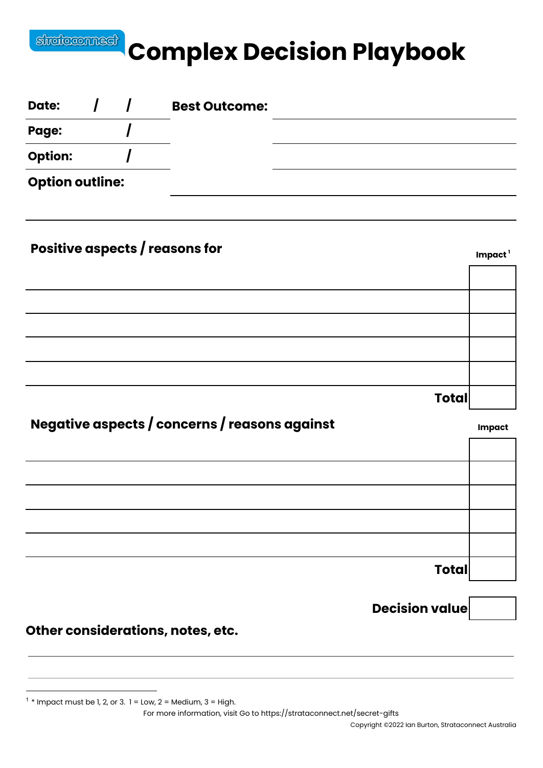# strataconnect Complex Decision Playbook

**Date:** / /

**Page:** /

**Option:** /

**Best Outcome:**

**Option outline:**

## Positive aspects / reasons for

| | Impact[1] |
|---|---|
| | |
| | |
| | |
| | |
| | |
| **Total** | |

## Negative aspects / concerns / reasons against

| | Impact |
|---|---|
| | |
| | |
| | |
| | |
| | |
| **Total** | |

**Decision value**

## Other considerations, notes, etc.

[1] * Impact must be 1, 2, or 3. 1 = Low, 2 = Medium, 3 = High.

For more information, visit Go to https://strataconnect.net/secret-gifts

Copyright ©2022 Ian Burton, Strataconnect Australia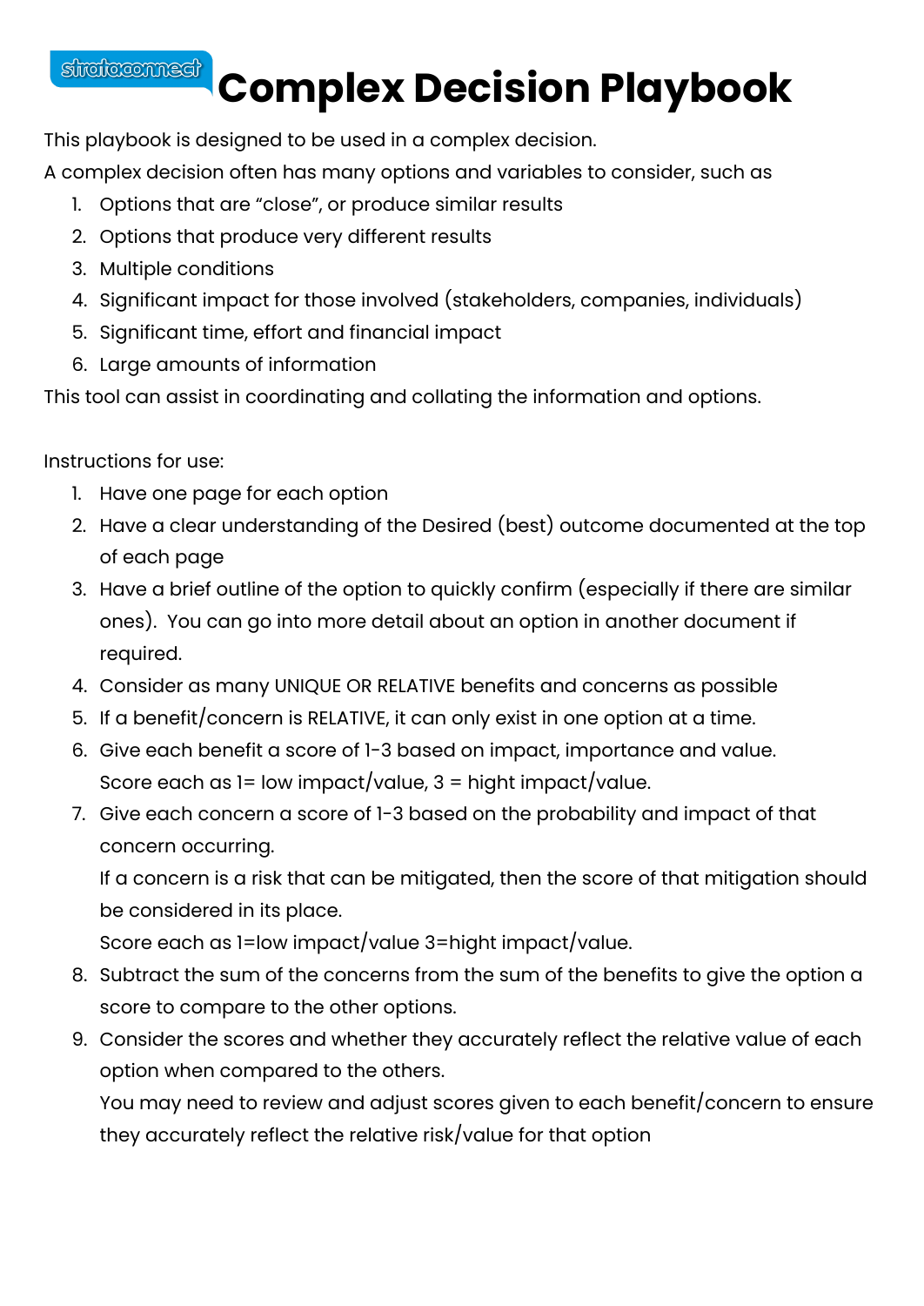# Complex Decision Playbook

This playbook is designed to be used in a complex decision.

A complex decision often has many options and variables to consider, such as

1. Options that are "close", or produce similar results
2. Options that produce very different results
3. Multiple conditions
4. Significant impact for those involved (stakeholders, companies, individuals)
5. Significant time, effort and financial impact
6. Large amounts of information

This tool can assist in coordinating and collating the information and options.

Instructions for use:

1. Have one page for each option
2. Have a clear understanding of the Desired (best) outcome documented at the top of each page
3. Have a brief outline of the option to quickly confirm (especially if there are similar ones). You can go into more detail about an option in another document if required.
4. Consider as many UNIQUE OR RELATIVE benefits and concerns as possible
5. If a benefit/concern is RELATIVE, it can only exist in one option at a time.
6. Give each benefit a score of 1-3 based on impact, importance and value.
   Score each as 1= low impact/value, 3 = hight impact/value.
7. Give each concern a score of 1-3 based on the probability and impact of that concern occurring.
   If a concern is a risk that can be mitigated, then the score of that mitigation should be considered in its place.
   Score each as 1=low impact/value 3=hight impact/value.
8. Subtract the sum of the concerns from the sum of the benefits to give the option a score to compare to the other options.
9. Consider the scores and whether they accurately reflect the relative value of each option when compared to the others.
   You may need to review and adjust scores given to each benefit/concern to ensure they accurately reflect the relative risk/value for that option